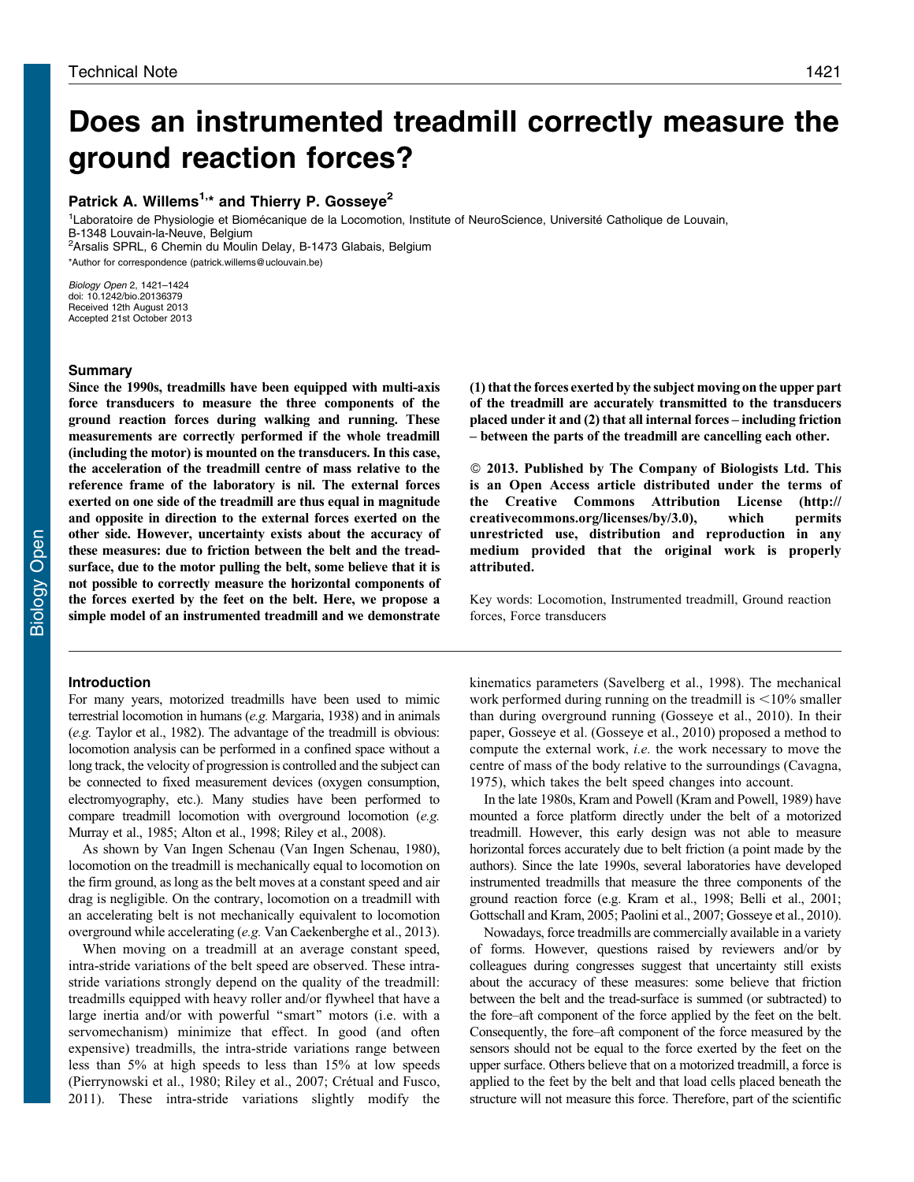Technical Note

# Does an instrumented treadmill correctly measure the ground reaction forces?

**Patrick A. Willems[1,*] and Thierry P. Gosseye[2]**

[1]Laboratoire de Physiologie et Biomécanique de la Locomotion, Institute of NeuroScience, Université Catholique de Louvain, B-1348 Louvain-la-Neuve, Belgium
[2]Arsalis SPRL, 6 Chemin du Moulin Delay, B-1473 Glabais, Belgium
*Author for correspondence (patrick.willems@uclouvain.be)

*Biology Open* 2, 1421–1424
doi: 10.1242/bio.20136379
Received 12th August 2013
Accepted 21st October 2013

## Summary

**Since the 1990s, treadmills have been equipped with multi-axis force transducers to measure the three components of the ground reaction forces during walking and running. These measurements are correctly performed if the whole treadmill (including the motor) is mounted on the transducers. In this case, the acceleration of the treadmill centre of mass relative to the reference frame of the laboratory is nil. The external forces exerted on one side of the treadmill are thus equal in magnitude and opposite in direction to the external forces exerted on the other side. However, uncertainty exists about the accuracy of these measures: due to friction between the belt and the tread-surface, due to the motor pulling the belt, some believe that it is not possible to correctly measure the horizontal components of the forces exerted by the feet on the belt. Here, we propose a simple model of an instrumented treadmill and we demonstrate (1) that the forces exerted by the subject moving on the upper part of the treadmill are accurately transmitted to the transducers placed under it and (2) that all internal forces – including friction – between the parts of the treadmill are cancelling each other.**

**© 2013. Published by The Company of Biologists Ltd. This is an Open Access article distributed under the terms of the Creative Commons Attribution License (http://creativecommons.org/licenses/by/3.0), which permits unrestricted use, distribution and reproduction in any medium provided that the original work is properly attributed.**

Key words: Locomotion, Instrumented treadmill, Ground reaction forces, Force transducers

## Introduction

For many years, motorized treadmills have been used to mimic terrestrial locomotion in humans (*e.g.* Margaria, 1938) and in animals (*e.g.* Taylor et al., 1982). The advantage of the treadmill is obvious: locomotion analysis can be performed in a confined space without a long track, the velocity of progression is controlled and the subject can be connected to fixed measurement devices (oxygen consumption, electromyography, etc.). Many studies have been performed to compare treadmill locomotion with overground locomotion (*e.g.* Murray et al., 1985; Alton et al., 1998; Riley et al., 2008).

As shown by Van Ingen Schenau (Van Ingen Schenau, 1980), locomotion on the treadmill is mechanically equal to locomotion on the firm ground, as long as the belt moves at a constant speed and air drag is negligible. On the contrary, locomotion on a treadmill with an accelerating belt is not mechanically equivalent to locomotion overground while accelerating (*e.g.* Van Caekenberghe et al., 2013).

When moving on a treadmill at an average constant speed, intra-stride variations of the belt speed are observed. These intra-stride variations strongly depend on the quality of the treadmill: treadmills equipped with heavy roller and/or flywheel that have a large inertia and/or with powerful "smart" motors (i.e. with a servomechanism) minimize that effect. In good (and often expensive) treadmills, the intra-stride variations range between less than 5% at high speeds to less than 15% at low speeds (Pierrynowski et al., 1980; Riley et al., 2007; Crétual and Fusco, 2011). These intra-stride variations slightly modify the kinematics parameters (Savelberg et al., 1998). The mechanical work performed during running on the treadmill is <10% smaller than during overground running (Gosseye et al., 2010). In their paper, Gosseye et al. (Gosseye et al., 2010) proposed a method to compute the external work, *i.e.* the work necessary to move the centre of mass of the body relative to the surroundings (Cavagna, 1975), which takes the belt speed changes into account.

In the late 1980s, Kram and Powell (Kram and Powell, 1989) have mounted a force platform directly under the belt of a motorized treadmill. However, this early design was not able to measure horizontal forces accurately due to belt friction (a point made by the authors). Since the late 1990s, several laboratories have developed instrumented treadmills that measure the three components of the ground reaction force (e.g. Kram et al., 1998; Belli et al., 2001; Gottschall and Kram, 2005; Paolini et al., 2007; Gosseye et al., 2010).

Nowadays, force treadmills are commercially available in a variety of forms. However, questions raised by reviewers and/or by colleagues during congresses suggest that uncertainty still exists about the accuracy of these measures: some believe that friction between the belt and the tread-surface is summed (or subtracted) to the fore–aft component of the force applied by the feet on the belt. Consequently, the fore–aft component of the force measured by the sensors should not be equal to the force exerted by the feet on the upper surface. Others believe that on a motorized treadmill, a force is applied to the feet by the belt and that load cells placed beneath the structure will not measure this force. Therefore, part of the scientific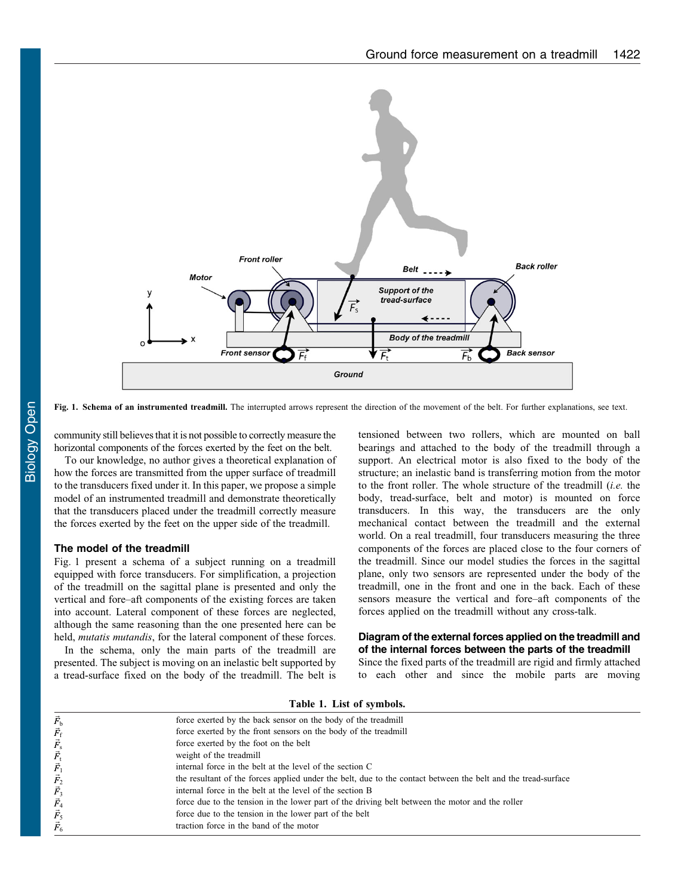Fig. 1. Schema of an instrumented treadmill. The interrupted arrows represent the direction of the movement of the belt. For further explanations, see text.

community still believes that it is not possible to correctly measure the horizontal components of the forces exerted by the feet on the belt.

To our knowledge, no author gives a theoretical explanation of how the forces are transmitted from the upper surface of treadmill to the transducers fixed under it. In this paper, we propose a simple model of an instrumented treadmill and demonstrate theoretically that the transducers placed under the treadmill correctly measure the forces exerted by the feet on the upper side of the treadmill.

## The model of the treadmill

Fig. 1 present a schema of a subject running on a treadmill equipped with force transducers. For simplification, a projection of the treadmill on the sagittal plane is presented and only the vertical and fore–aft components of the existing forces are taken into account. Lateral component of these forces are neglected, although the same reasoning than the one presented here can be held, *mutatis mutandis*, for the lateral component of these forces.

In the schema, only the main parts of the treadmill are presented. The subject is moving on an inelastic belt supported by a tread-surface fixed on the body of the treadmill. The belt is tensioned between two rollers, which are mounted on ball bearings and attached to the body of the treadmill through a support. An electrical motor is also fixed to the body of the structure; an inelastic band is transferring motion from the motor to the front roller. The whole structure of the treadmill (*i.e.* the body, tread-surface, belt and motor) is mounted on force transducers. In this way, the transducers are the only mechanical contact between the treadmill and the external world. On a real treadmill, four transducers measuring the three components of the forces are placed close to the four corners of the treadmill. Since our model studies the forces in the sagittal plane, only two sensors are represented under the body of the treadmill, one in the front and one in the back. Each of these sensors measure the vertical and fore–aft components of the forces applied on the treadmill without any cross-talk.

## Diagram of the external forces applied on the treadmill and of the internal forces between the parts of the treadmill

Since the fixed parts of the treadmill are rigid and firmly attached to each other and since the mobile parts are moving

**Table 1. List of symbols.**

| Symbol | Description |
|---|---|
| $\vec{F}_b$ | force exerted by the back sensor on the body of the treadmill |
| $\vec{F}_f$ | force exerted by the front sensors on the body of the treadmill |
| $\vec{F}_s$ | force exerted by the foot on the belt |
| $\vec{F}_t$ | weight of the treadmill |
| $\vec{F}_1$ | internal force in the belt at the level of the section C |
| $\vec{F}_2$ | the resultant of the forces applied under the belt, due to the contact between the belt and the tread-surface |
| $\vec{F}_3$ | internal force in the belt at the level of the section B |
| $\vec{F}_4$ | force due to the tension in the lower part of the driving belt between the motor and the roller |
| $\vec{F}_5$ | force due to the tension in the lower part of the belt |
| $\vec{F}_6$ | traction force in the band of the motor |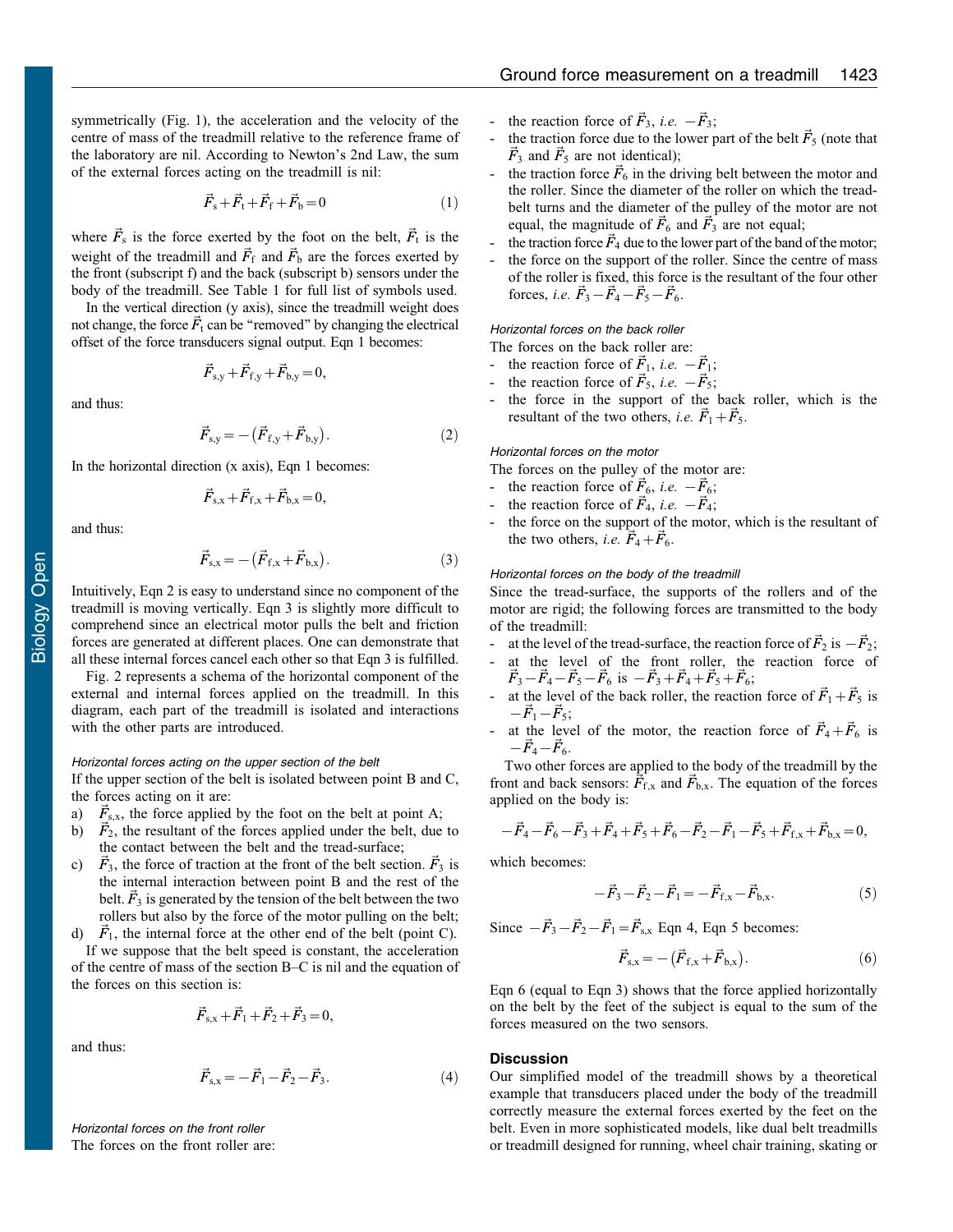symmetrically (Fig. 1), the acceleration and the velocity of the centre of mass of the treadmill relative to the reference frame of the laboratory are nil. According to Newton's 2nd Law, the sum of the external forces acting on the treadmill is nil:

$$\vec{F}_s + \vec{F}_t + \vec{F}_f + \vec{F}_b = 0 \tag{1}$$

where $\vec{F}_s$ is the force exerted by the foot on the belt, $\vec{F}_t$ is the weight of the treadmill and $\vec{F}_f$ and $\vec{F}_b$ are the forces exerted by the front (subscript f) and the back (subscript b) sensors under the body of the treadmill. See Table 1 for full list of symbols used.

In the vertical direction (y axis), since the treadmill weight does not change, the force $\vec{F}_t$ can be "removed" by changing the electrical offset of the force transducers signal output. Eqn 1 becomes:

$$\vec{F}_{s,y} + \vec{F}_{f,y} + \vec{F}_{b,y} = 0,$$

and thus:

$$\vec{F}_{s,y} = -\left(\vec{F}_{f,y} + \vec{F}_{b,y}\right). \tag{2}$$

In the horizontal direction (x axis), Eqn 1 becomes:

$$\vec{F}_{s,x} + \vec{F}_{f,x} + \vec{F}_{b,x} = 0,$$

and thus:

$$\vec{F}_{s,x} = -\left(\vec{F}_{f,x} + \vec{F}_{b,x}\right). \tag{3}$$

Intuitively, Eqn 2 is easy to understand since no component of the treadmill is moving vertically. Eqn 3 is slightly more difficult to comprehend since an electrical motor pulls the belt and friction forces are generated at different places. One can demonstrate that all these internal forces cancel each other so that Eqn 3 is fulfilled.

Fig. 2 represents a schema of the horizontal component of the external and internal forces applied on the treadmill. In this diagram, each part of the treadmill is isolated and interactions with the other parts are introduced.

*Horizontal forces acting on the upper section of the belt*

If the upper section of the belt is isolated between point B and C, the forces acting on it are:

a) $\vec{F}_{s,x}$, the force applied by the foot on the belt at point A;
b) $\vec{F}_2$, the resultant of the forces applied under the belt, due to the contact between the belt and the tread-surface;
c) $\vec{F}_3$, the force of traction at the front of the belt section. $\vec{F}_3$ is the internal interaction between point B and the rest of the belt. $\vec{F}_3$ is generated by the tension of the belt between the two rollers but also by the force of the motor pulling on the belt;
d) $\vec{F}_1$, the internal force at the other end of the belt (point C).

If we suppose that the belt speed is constant, the acceleration of the centre of mass of the section B–C is nil and the equation of the forces on this section is:

$$\vec{F}_{s,x} + \vec{F}_1 + \vec{F}_2 + \vec{F}_3 = 0,$$

and thus:

$$\vec{F}_{s,x} = -\vec{F}_1 - \vec{F}_2 - \vec{F}_3. \tag{4}$$

*Horizontal forces on the front roller*

The forces on the front roller are:

- the reaction force of $\vec{F}_3$, *i.e.* $-\vec{F}_3$;
- the traction force due to the lower part of the belt $\vec{F}_5$ (note that $\vec{F}_3$ and $\vec{F}_5$ are not identical);
- the traction force $\vec{F}_6$ in the driving belt between the motor and the roller. Since the diameter of the roller on which the tread-belt turns and the diameter of the pulley of the motor are not equal, the magnitude of $\vec{F}_6$ and $\vec{F}_3$ are not equal;
- the traction force $\vec{F}_4$ due to the lower part of the band of the motor;
- the force on the support of the roller. Since the centre of mass of the roller is fixed, this force is the resultant of the four other forces, *i.e.* $\vec{F}_3 - \vec{F}_4 - \vec{F}_5 - \vec{F}_6$.

*Horizontal forces on the back roller*

The forces on the back roller are:

- the reaction force of $\vec{F}_1$, *i.e.* $-\vec{F}_1$;
- the reaction force of $\vec{F}_5$, *i.e.* $-\vec{F}_5$;
- the force in the support of the back roller, which is the resultant of the two others, *i.e.* $\vec{F}_1 + \vec{F}_5$.

*Horizontal forces on the motor*

The forces on the pulley of the motor are:

- the reaction force of $\vec{F}_6$, *i.e.* $-\vec{F}_6$;
- the reaction force of $\vec{F}_4$, *i.e.* $-\vec{F}_4$;
- the force on the support of the motor, which is the resultant of the two others, *i.e.* $\vec{F}_4 + \vec{F}_6$.

*Horizontal forces on the body of the treadmill*

Since the tread-surface, the supports of the rollers and of the motor are rigid; the following forces are transmitted to the body of the treadmill:

- at the level of the tread-surface, the reaction force of $\vec{F}_2$ is $-\vec{F}_2$;
- at the level of the front roller, the reaction force of $\vec{F}_3 - \vec{F}_4 - \vec{F}_5 - \vec{F}_6$ is $-\vec{F}_3 + \vec{F}_4 + \vec{F}_5 + \vec{F}_6$;
- at the level of the back roller, the reaction force of $\vec{F}_1 + \vec{F}_5$ is $-\vec{F}_1 - \vec{F}_5$;
- at the level of the motor, the reaction force of $\vec{F}_4 + \vec{F}_6$ is $-\vec{F}_4 - \vec{F}_6$.

Two other forces are applied to the body of the treadmill by the front and back sensors: $\vec{F}_{f,x}$ and $\vec{F}_{b,x}$. The equation of the forces applied on the body is:

$$-\vec{F}_4 - \vec{F}_6 - \vec{F}_3 + \vec{F}_4 + \vec{F}_5 + \vec{F}_6 - \vec{F}_2 - \vec{F}_1 - \vec{F}_5 + \vec{F}_{f,x} + \vec{F}_{b,x} = 0,$$

which becomes:

$$-\vec{F}_3 - \vec{F}_2 - \vec{F}_1 = -\vec{F}_{f,x} - \vec{F}_{b,x}. \tag{5}$$

Since $-\vec{F}_3 - \vec{F}_2 - \vec{F}_1 = \vec{F}_{s,x}$ Eqn 4, Eqn 5 becomes:

$$\vec{F}_{s,x} = -\left(\vec{F}_{f,x} + \vec{F}_{b,x}\right). \tag{6}$$

Eqn 6 (equal to Eqn 3) shows that the force applied horizontally on the belt by the feet of the subject is equal to the sum of the forces measured on the two sensors.

## Discussion

Our simplified model of the treadmill shows by a theoretical example that transducers placed under the body of the treadmill correctly measure the external forces exerted by the feet on the belt. Even in more sophisticated models, like dual belt treadmills or treadmill designed for running, wheel chair training, skating or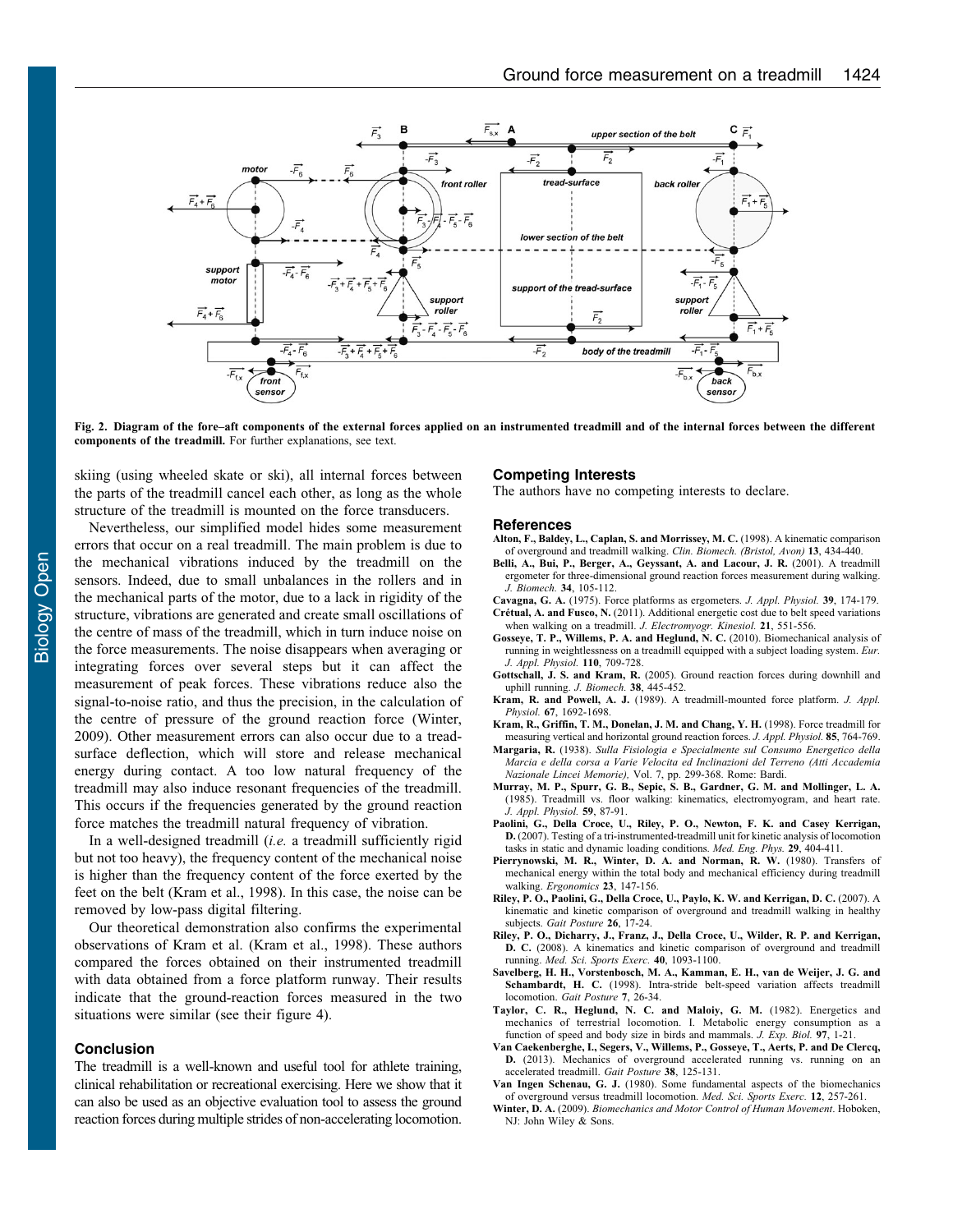Fig. 2. Diagram of the fore–aft components of the external forces applied on an instrumented treadmill and of the internal forces between the different components of the treadmill. For further explanations, see text.

skiing (using wheeled skate or ski), all internal forces between the parts of the treadmill cancel each other, as long as the whole structure of the treadmill is mounted on the force transducers.

Nevertheless, our simplified model hides some measurement errors that occur on a real treadmill. The main problem is due to the mechanical vibrations induced by the treadmill on the sensors. Indeed, due to small unbalances in the rollers and in the mechanical parts of the motor, due to a lack in rigidity of the structure, vibrations are generated and create small oscillations of the centre of mass of the treadmill, which in turn induce noise on the force measurements. The noise disappears when averaging or integrating forces over several steps but it can affect the measurement of peak forces. These vibrations reduce also the signal-to-noise ratio, and thus the precision, in the calculation of the centre of pressure of the ground reaction force (Winter, 2009). Other measurement errors can also occur due to a tread-surface deflection, which will store and release mechanical energy during contact. A too low natural frequency of the treadmill may also induce resonant frequencies of the treadmill. This occurs if the frequencies generated by the ground reaction force matches the treadmill natural frequency of vibration.

In a well-designed treadmill (*i.e.* a treadmill sufficiently rigid but not too heavy), the frequency content of the mechanical noise is higher than the frequency content of the force exerted by the feet on the belt (Kram et al., 1998). In this case, the noise can be removed by low-pass digital filtering.

Our theoretical demonstration also confirms the experimental observations of Kram et al. (Kram et al., 1998). These authors compared the forces obtained on their instrumented treadmill with data obtained from a force platform runway. Their results indicate that the ground-reaction forces measured in the two situations were similar (see their figure 4).

## Conclusion

The treadmill is a well-known and useful tool for athlete training, clinical rehabilitation or recreational exercising. Here we show that it can also be used as an objective evaluation tool to assess the ground reaction forces during multiple strides of non-accelerating locomotion.

## Competing Interests

The authors have no competing interests to declare.

## References

**Alton, F., Baldey, L., Caplan, S. and Morrissey, M. C.** (1998). A kinematic comparison of overground and treadmill walking. *Clin. Biomech. (Bristol, Avon)* **13**, 434-440.

**Belli, A., Bui, P., Berger, A., Geyssant, A. and Lacour, J. R.** (2001). A treadmill ergometer for three-dimensional ground reaction forces measurement during walking. *J. Biomech.* **34**, 105-112.

**Cavagna, G. A.** (1975). Force platforms as ergometers. *J. Appl. Physiol.* **39**, 174-179.

**Crétual, A. and Fusco, N.** (2011). Additional energetic cost due to belt speed variations when walking on a treadmill. *J. Electromyogr. Kinesiol.* **21**, 551-556.

**Gosseye, T. P., Willems, P. A. and Heglund, N. C.** (2010). Biomechanical analysis of running in weightlessness on a treadmill equipped with a subject loading system. *Eur. J. Appl. Physiol.* **110**, 709-728.

**Gottschall, J. S. and Kram, R.** (2005). Ground reaction forces during downhill and uphill running. *J. Biomech.* **38**, 445-452.

**Kram, R. and Powell, A. J.** (1989). A treadmill-mounted force platform. *J. Appl. Physiol.* **67**, 1692-1698.

**Kram, R., Griffin, T. M., Donelan, J. M. and Chang, Y. H.** (1998). Force treadmill for measuring vertical and horizontal ground reaction forces. *J. Appl. Physiol.* **85**, 764-769.

**Margaria, R.** (1938). *Sulla Fisiologia e Specialmente sul Consumo Energetico della Marcia e della corsa a Varie Velocita ed Inclinazioni del Terreno (Atti Accademia Nazionale Lincei Memorie),* Vol. 7, pp. 299-368. Rome: Bardi.

**Murray, M. P., Spurr, G. B., Sepic, S. B., Gardner, G. M. and Mollinger, L. A.** (1985). Treadmill vs. floor walking: kinematics, electromyogram, and heart rate. *J. Appl. Physiol.* **59**, 87-91.

**Paolini, G., Della Croce, U., Riley, P. O., Newton, F. K. and Casey Kerrigan, D.** (2007). Testing of a tri-instrumented-treadmill unit for kinetic analysis of locomotion tasks in static and dynamic loading conditions. *Med. Eng. Phys.* **29**, 404-411.

**Pierrynowski, M. R., Winter, D. A. and Norman, R. W.** (1980). Transfers of mechanical energy within the total body and mechanical efficiency during treadmill walking. *Ergonomics* **23**, 147-156.

**Riley, P. O., Paolini, G., Della Croce, U., Paylo, K. W. and Kerrigan, D. C.** (2007). A kinematic and kinetic comparison of overground and treadmill walking in healthy subjects. *Gait Posture* **26**, 17-24.

**Riley, P. O., Dicharry, J., Franz, J., Della Croce, U., Wilder, R. P. and Kerrigan, D. C.** (2008). A kinematics and kinetic comparison of overground and treadmill running. *Med. Sci. Sports Exerc.* **40**, 1093-1100.

**Savelberg, H. H., Vorstenbosch, M. A., Kamman, E. H., van de Weijer, J. G. and Schambardt, H. C.** (1998). Intra-stride belt-speed variation affects treadmill locomotion. *Gait Posture* **7**, 26-34.

**Taylor, C. R., Heglund, N. C. and Maloiy, G. M.** (1982). Energetics and mechanics of terrestrial locomotion. I. Metabolic energy consumption as a function of speed and body size in birds and mammals. *J. Exp. Biol.* **97**, 1-21.

**Van Caekenberghe, I., Segers, V., Willems, P., Gosseye, T., Aerts, P. and De Clercq, D.** (2013). Mechanics of overground accelerated running vs. running on an accelerated treadmill. *Gait Posture* **38**, 125-131.

**Van Ingen Schenau, G. J.** (1980). Some fundamental aspects of the biomechanics of overground versus treadmill locomotion. *Med. Sci. Sports Exerc.* **12**, 257-261.

**Winter, D. A.** (2009). *Biomechanics and Motor Control of Human Movement*. Hoboken, NJ: John Wiley & Sons.